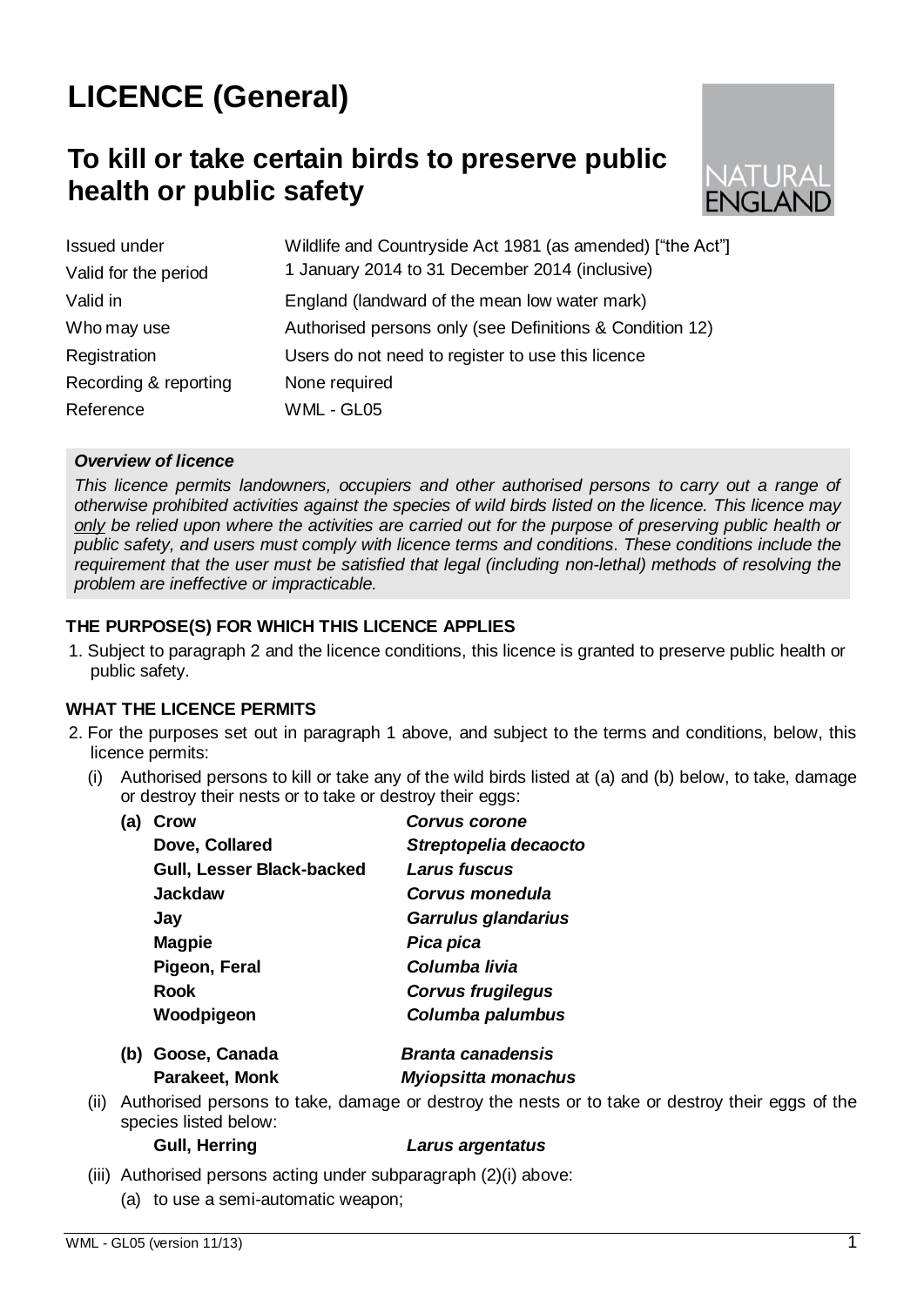# LICENCE (General)

## To kill or take certain birds to preserve public health or public safety

NATURAL ENGLAND

| | |
|---|---|
| Issued under | Wildlife and Countryside Act 1981 (as amended) ["the Act"] |
| Valid for the period | 1 January 2014 to 31 December 2014 (inclusive) |
| Valid in | England (landward of the mean low water mark) |
| Who may use | Authorised persons only (see Definitions & Condition 12) |
| Registration | Users do not need to register to use this licence |
| Recording & reporting | None required |
| Reference | WML - GL05 |

***Overview of licence***

*This licence permits landowners, occupiers and other authorised persons to carry out a range of otherwise prohibited activities against the species of wild birds listed on the licence. This licence may only be relied upon where the activities are carried out for the purpose of preserving public health or public safety, and users must comply with licence terms and conditions. These conditions include the requirement that the user must be satisfied that legal (including non-lethal) methods of resolving the problem are ineffective or impracticable.*

**THE PURPOSE(S) FOR WHICH THIS LICENCE APPLIES**

1. Subject to paragraph 2 and the licence conditions, this licence is granted to preserve public health or public safety.

**WHAT THE LICENCE PERMITS**

2. For the purposes set out in paragraph 1 above, and subject to the terms and conditions, below, this licence permits:
   - (i) Authorised persons to kill or take any of the wild birds listed at (a) and (b) below, to take, damage or destroy their nests or to take or destroy their eggs:

     | | | |
     |---|---|---|
     | **(a)** | **Crow** | ***Corvus corone*** |
     | | **Dove, Collared** | ***Streptopelia decaocto*** |
     | | **Gull, Lesser Black-backed** | ***Larus fuscus*** |
     | | **Jackdaw** | ***Corvus monedula*** |
     | | **Jay** | ***Garrulus glandarius*** |
     | | **Magpie** | ***Pica pica*** |
     | | **Pigeon, Feral** | ***Columba livia*** |
     | | **Rook** | ***Corvus frugilegus*** |
     | | **Woodpigeon** | ***Columba palumbus*** |
     | **(b)** | **Goose, Canada** | ***Branta canadensis*** |
     | | **Parakeet, Monk** | ***Myiopsitta monachus*** |

   - (ii) Authorised persons to take, damage or destroy the nests or to take or destroy their eggs of the species listed below:

     **Gull, Herring** ***Larus argentatus***

   - (iii) Authorised persons acting under subparagraph (2)(i) above:
     - (a) to use a semi-automatic weapon;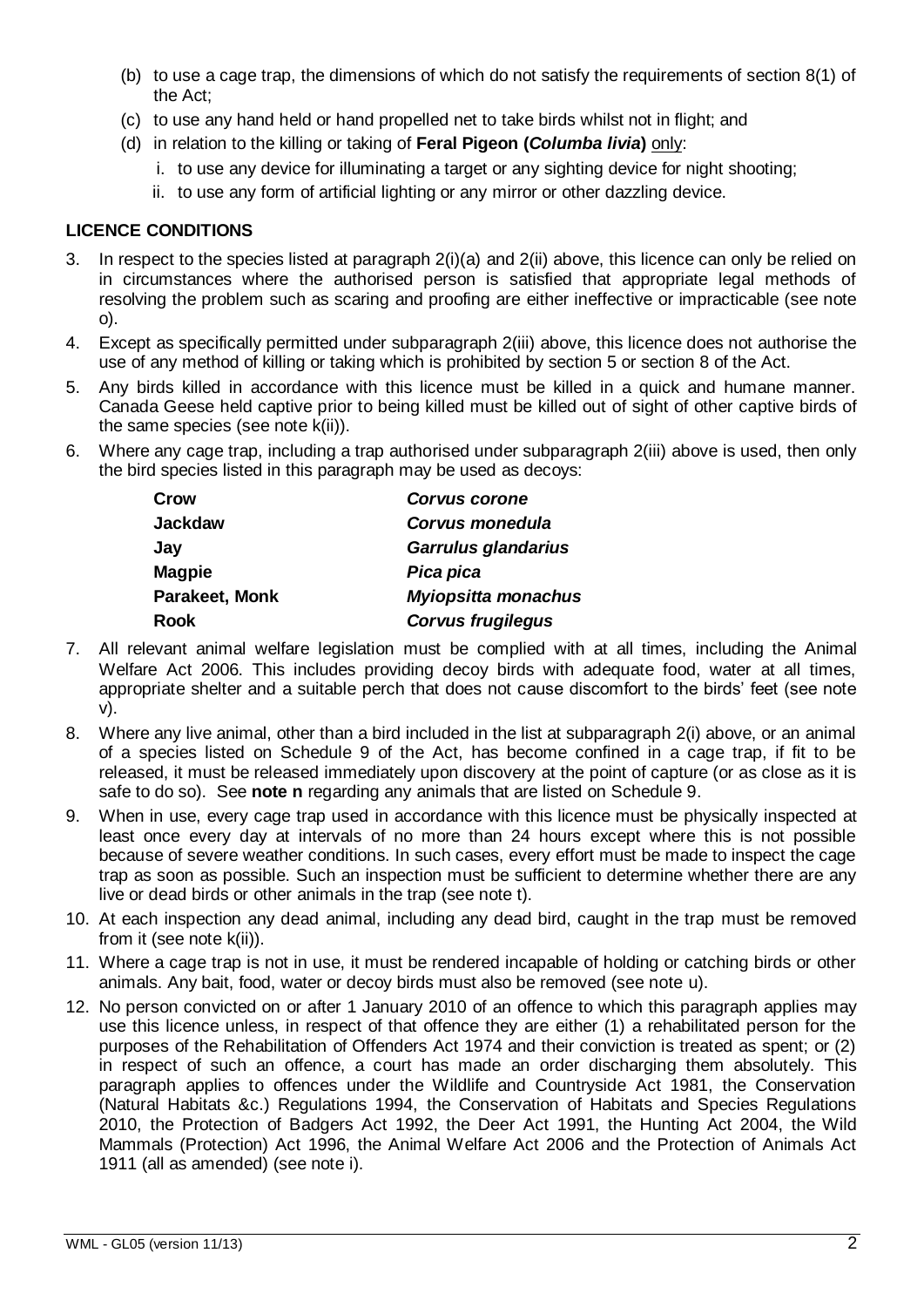(b) to use a cage trap, the dimensions of which do not satisfy the requirements of section 8(1) of the Act;

(c) to use any hand held or hand propelled net to take birds whilst not in flight; and

(d) in relation to the killing or taking of **Feral Pigeon (*Columba livia*)** only:

   i. to use any device for illuminating a target or any sighting device for night shooting;

   ii. to use any form of artificial lighting or any mirror or other dazzling device.

**LICENCE CONDITIONS**

3. In respect to the species listed at paragraph 2(i)(a) and 2(ii) above, this licence can only be relied on in circumstances where the authorised person is satisfied that appropriate legal methods of resolving the problem such as scaring and proofing are either ineffective or impracticable (see note o).

4. Except as specifically permitted under subparagraph 2(iii) above, this licence does not authorise the use of any method of killing or taking which is prohibited by section 5 or section 8 of the Act.

5. Any birds killed in accordance with this licence must be killed in a quick and humane manner. Canada Geese held captive prior to being killed must be killed out of sight of other captive birds of the same species (see note k(ii)).

6. Where any cage trap, including a trap authorised under subparagraph 2(iii) above is used, then only the bird species listed in this paragraph may be used as decoys:

| | |
|---|---|
| **Crow** | ***Corvus corone*** |
| **Jackdaw** | ***Corvus monedula*** |
| **Jay** | ***Garrulus glandarius*** |
| **Magpie** | ***Pica pica*** |
| **Parakeet, Monk** | ***Myiopsitta monachus*** |
| **Rook** | ***Corvus frugilegus*** |

7. All relevant animal welfare legislation must be complied with at all times, including the Animal Welfare Act 2006. This includes providing decoy birds with adequate food, water at all times, appropriate shelter and a suitable perch that does not cause discomfort to the birds' feet (see note v).

8. Where any live animal, other than a bird included in the list at subparagraph 2(i) above, or an animal of a species listed on Schedule 9 of the Act, has become confined in a cage trap, if fit to be released, it must be released immediately upon discovery at the point of capture (or as close as it is safe to do so). See **note n** regarding any animals that are listed on Schedule 9.

9. When in use, every cage trap used in accordance with this licence must be physically inspected at least once every day at intervals of no more than 24 hours except where this is not possible because of severe weather conditions. In such cases, every effort must be made to inspect the cage trap as soon as possible. Such an inspection must be sufficient to determine whether there are any live or dead birds or other animals in the trap (see note t).

10. At each inspection any dead animal, including any dead bird, caught in the trap must be removed from it (see note k(ii)).

11. Where a cage trap is not in use, it must be rendered incapable of holding or catching birds or other animals. Any bait, food, water or decoy birds must also be removed (see note u).

12. No person convicted on or after 1 January 2010 of an offence to which this paragraph applies may use this licence unless, in respect of that offence they are either (1) a rehabilitated person for the purposes of the Rehabilitation of Offenders Act 1974 and their conviction is treated as spent; or (2) in respect of such an offence, a court has made an order discharging them absolutely. This paragraph applies to offences under the Wildlife and Countryside Act 1981, the Conservation (Natural Habitats &c.) Regulations 1994, the Conservation of Habitats and Species Regulations 2010, the Protection of Badgers Act 1992, the Deer Act 1991, the Hunting Act 2004, the Wild Mammals (Protection) Act 1996, the Animal Welfare Act 2006 and the Protection of Animals Act 1911 (all as amended) (see note i).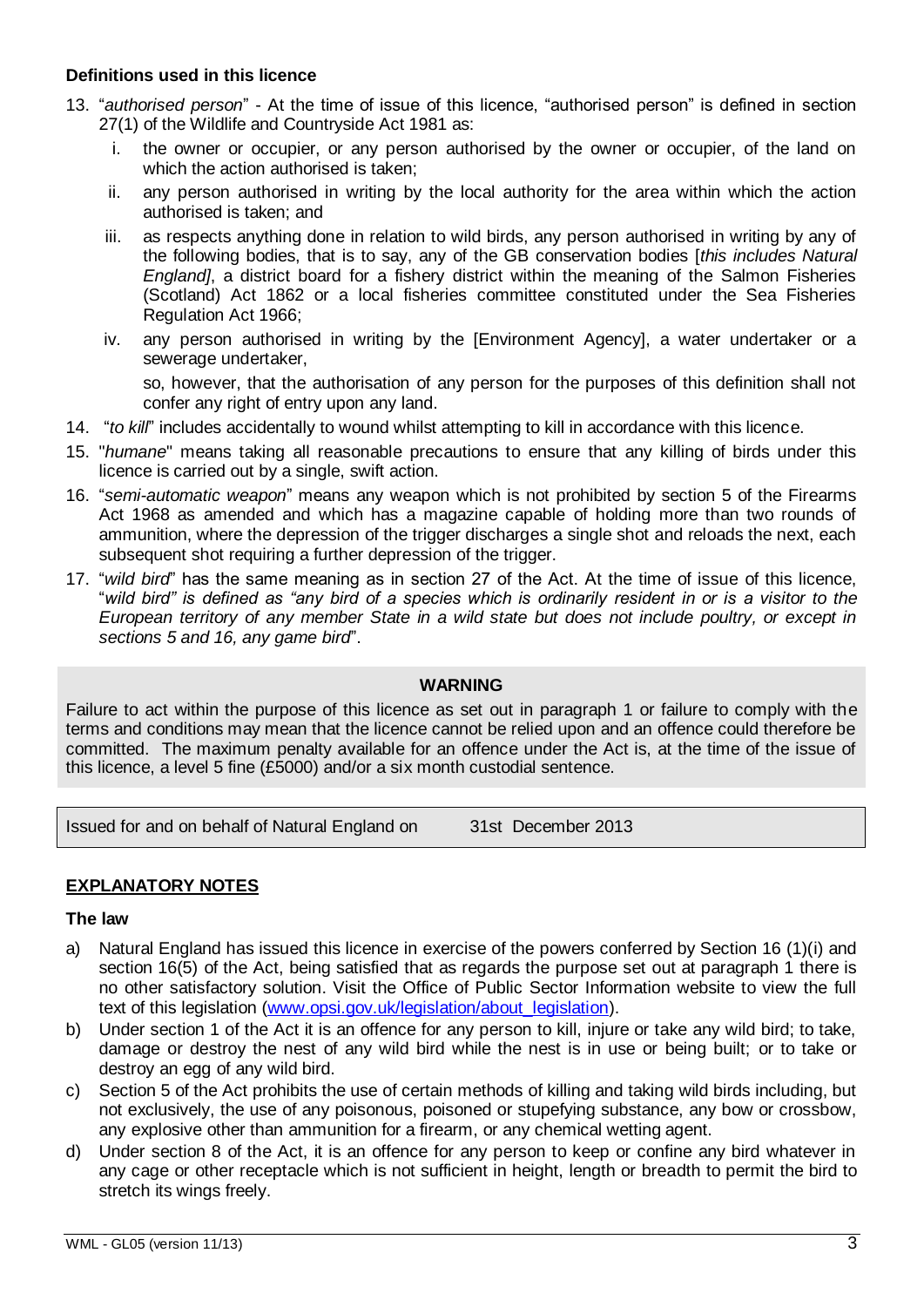### Definitions used in this licence

13. "*authorised person*" - At the time of issue of this licence, "authorised person" is defined in section 27(1) of the Wildlife and Countryside Act 1981 as:
    i. the owner or occupier, or any person authorised by the owner or occupier, of the land on which the action authorised is taken;
    ii. any person authorised in writing by the local authority for the area within which the action authorised is taken; and
    iii. as respects anything done in relation to wild birds, any person authorised in writing by any of the following bodies, that is to say, any of the GB conservation bodies [*this includes Natural England]*, a district board for a fishery district within the meaning of the Salmon Fisheries (Scotland) Act 1862 or a local fisheries committee constituted under the Sea Fisheries Regulation Act 1966;
    iv. any person authorised in writing by the [Environment Agency], a water undertaker or a sewerage undertaker,

    so, however, that the authorisation of any person for the purposes of this definition shall not confer any right of entry upon any land.
14. "*to kill*" includes accidentally to wound whilst attempting to kill in accordance with this licence.
15. "*humane*" means taking all reasonable precautions to ensure that any killing of birds under this licence is carried out by a single, swift action.
16. "*semi-automatic weapon*" means any weapon which is not prohibited by section 5 of the Firearms Act 1968 as amended and which has a magazine capable of holding more than two rounds of ammunition, where the depression of the trigger discharges a single shot and reloads the next, each subsequent shot requiring a further depression of the trigger.
17. "*wild bird*" has the same meaning as in section 27 of the Act. At the time of issue of this licence, "*wild bird" is defined as "any bird of a species which is ordinarily resident in or is a visitor to the European territory of any member State in a wild state but does not include poultry, or except in sections 5 and 16, any game bird*".

**WARNING**

Failure to act within the purpose of this licence as set out in paragraph 1 or failure to comply with the terms and conditions may mean that the licence cannot be relied upon and an offence could therefore be committed. The maximum penalty available for an offence under the Act is, at the time of the issue of this licence, a level 5 fine (£5000) and/or a six month custodial sentence.

Issued for and on behalf of Natural England on 31st December 2013

## EXPLANATORY NOTES

### The law

a) Natural England has issued this licence in exercise of the powers conferred by Section 16 (1)(i) and section 16(5) of the Act, being satisfied that as regards the purpose set out at paragraph 1 there is no other satisfactory solution. Visit the Office of Public Sector Information website to view the full text of this legislation (www.opsi.gov.uk/legislation/about_legislation).
b) Under section 1 of the Act it is an offence for any person to kill, injure or take any wild bird; to take, damage or destroy the nest of any wild bird while the nest is in use or being built; or to take or destroy an egg of any wild bird.
c) Section 5 of the Act prohibits the use of certain methods of killing and taking wild birds including, but not exclusively, the use of any poisonous, poisoned or stupefying substance, any bow or crossbow, any explosive other than ammunition for a firearm, or any chemical wetting agent.
d) Under section 8 of the Act, it is an offence for any person to keep or confine any bird whatever in any cage or other receptacle which is not sufficient in height, length or breadth to permit the bird to stretch its wings freely.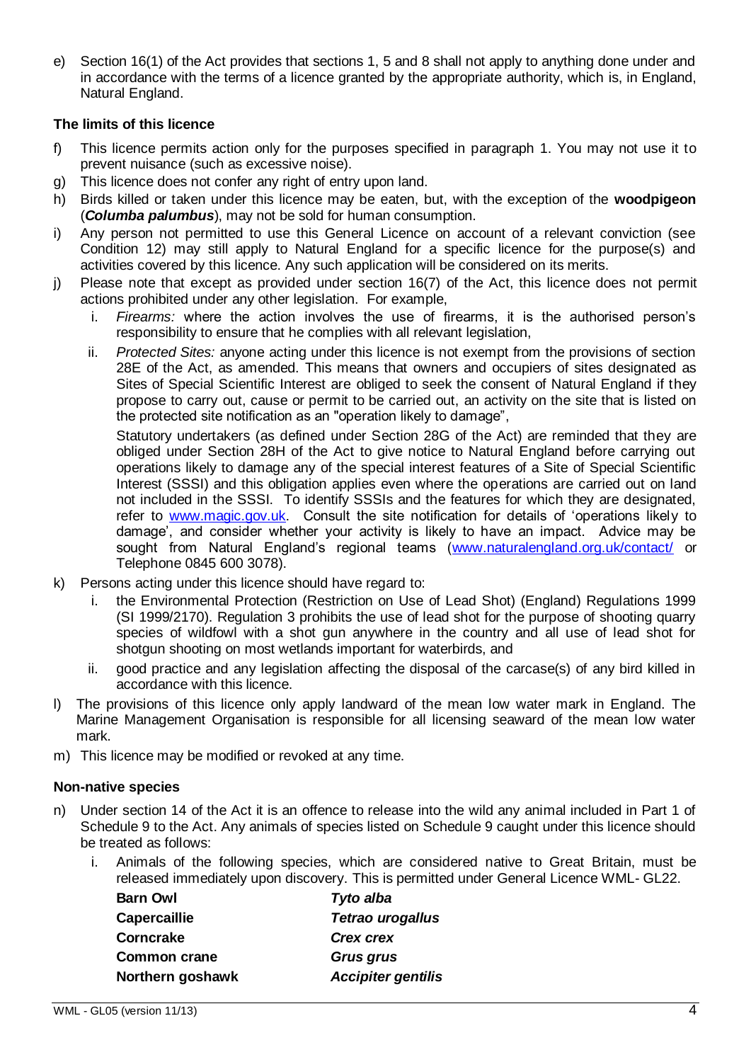e) Section 16(1) of the Act provides that sections 1, 5 and 8 shall not apply to anything done under and in accordance with the terms of a licence granted by the appropriate authority, which is, in England, Natural England.

**The limits of this licence**

f) This licence permits action only for the purposes specified in paragraph 1. You may not use it to prevent nuisance (such as excessive noise).

g) This licence does not confer any right of entry upon land.

h) Birds killed or taken under this licence may be eaten, but, with the exception of the **woodpigeon** (***Columba palumbus***), may not be sold for human consumption.

i) Any person not permitted to use this General Licence on account of a relevant conviction (see Condition 12) may still apply to Natural England for a specific licence for the purpose(s) and activities covered by this licence. Any such application will be considered on its merits.

j) Please note that except as provided under section 16(7) of the Act, this licence does not permit actions prohibited under any other legislation. For example,

   i. *Firearms:* where the action involves the use of firearms, it is the authorised person's responsibility to ensure that he complies with all relevant legislation,

   ii. *Protected Sites:* anyone acting under this licence is not exempt from the provisions of section 28E of the Act, as amended. This means that owners and occupiers of sites designated as Sites of Special Scientific Interest are obliged to seek the consent of Natural England if they propose to carry out, cause or permit to be carried out, an activity on the site that is listed on the protected site notification as an "operation likely to damage",

   Statutory undertakers (as defined under Section 28G of the Act) are reminded that they are obliged under Section 28H of the Act to give notice to Natural England before carrying out operations likely to damage any of the special interest features of a Site of Special Scientific Interest (SSSI) and this obligation applies even where the operations are carried out on land not included in the SSSI. To identify SSSIs and the features for which they are designated, refer to www.magic.gov.uk. Consult the site notification for details of 'operations likely to damage', and consider whether your activity is likely to have an impact. Advice may be sought from Natural England's regional teams (www.naturalengland.org.uk/contact/ or Telephone 0845 600 3078).

k) Persons acting under this licence should have regard to:

   i. the Environmental Protection (Restriction on Use of Lead Shot) (England) Regulations 1999 (SI 1999/2170). Regulation 3 prohibits the use of lead shot for the purpose of shooting quarry species of wildfowl with a shot gun anywhere in the country and all use of lead shot for shotgun shooting on most wetlands important for waterbirds, and

   ii. good practice and any legislation affecting the disposal of the carcase(s) of any bird killed in accordance with this licence.

l) The provisions of this licence only apply landward of the mean low water mark in England. The Marine Management Organisation is responsible for all licensing seaward of the mean low water mark.

m) This licence may be modified or revoked at any time.

**Non-native species**

n) Under section 14 of the Act it is an offence to release into the wild any animal included in Part 1 of Schedule 9 to the Act. Any animals of species listed on Schedule 9 caught under this licence should be treated as follows:

   i. Animals of the following species, which are considered native to Great Britain, must be released immediately upon discovery. This is permitted under General Licence WML- GL22.

| | |
|---|---|
| **Barn Owl** | ***Tyto alba*** |
| **Capercaillie** | ***Tetrao urogallus*** |
| **Corncrake** | ***Crex crex*** |
| **Common crane** | ***Grus grus*** |
| **Northern goshawk** | ***Accipiter gentilis*** |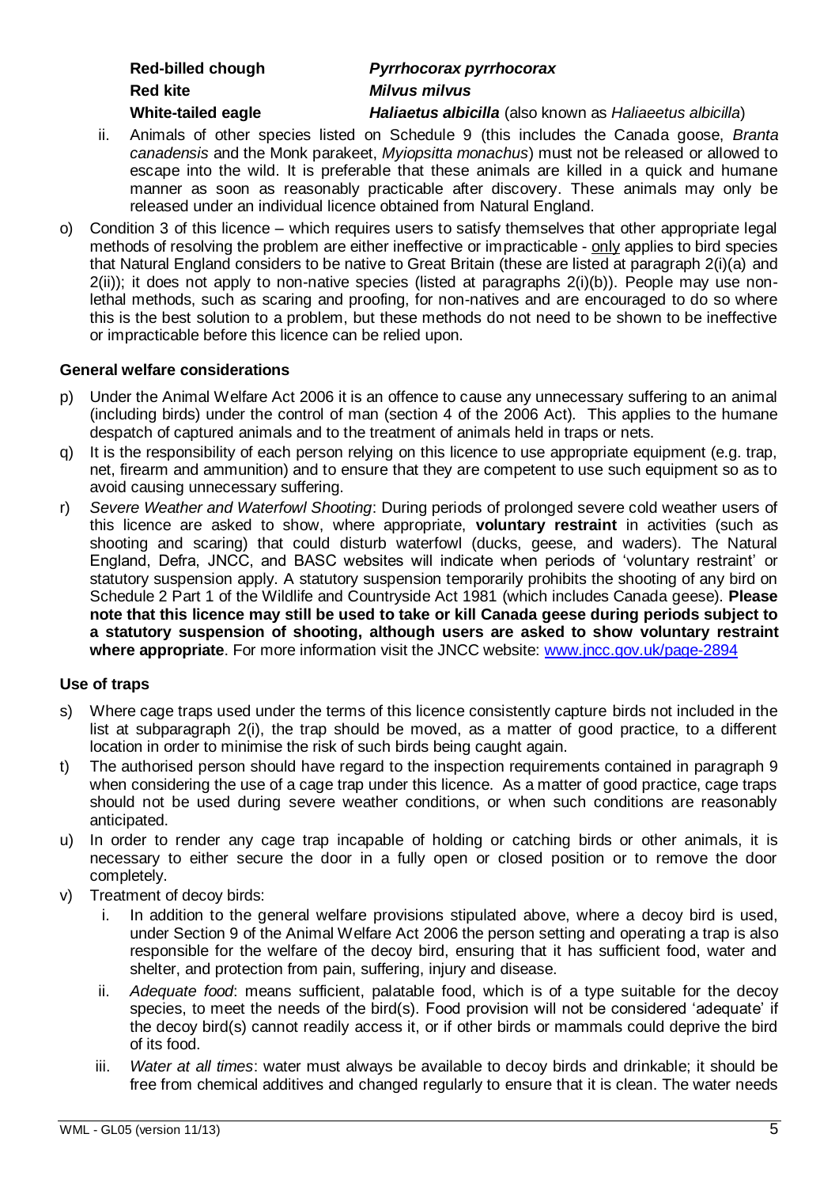**Red-billed chough** *Pyrrhocorax pyrrhocorax*
**Red kite** *Milvus milvus*
**White-tailed eagle** ***Haliaetus albicilla*** (also known as *Haliaeetus albicilla*)

ii. Animals of other species listed on Schedule 9 (this includes the Canada goose, *Branta canadensis* and the Monk parakeet, *Myiopsitta monachus*) must not be released or allowed to escape into the wild. It is preferable that these animals are killed in a quick and humane manner as soon as reasonably practicable after discovery. These animals may only be released under an individual licence obtained from Natural England.

o) Condition 3 of this licence – which requires users to satisfy themselves that other appropriate legal methods of resolving the problem are either ineffective or impracticable - only applies to bird species that Natural England considers to be native to Great Britain (these are listed at paragraph 2(i)(a) and 2(ii)); it does not apply to non-native species (listed at paragraphs 2(i)(b)). People may use non-lethal methods, such as scaring and proofing, for non-natives and are encouraged to do so where this is the best solution to a problem, but these methods do not need to be shown to be ineffective or impracticable before this licence can be relied upon.

**General welfare considerations**

p) Under the Animal Welfare Act 2006 it is an offence to cause any unnecessary suffering to an animal (including birds) under the control of man (section 4 of the 2006 Act). This applies to the humane despatch of captured animals and to the treatment of animals held in traps or nets.

q) It is the responsibility of each person relying on this licence to use appropriate equipment (e.g. trap, net, firearm and ammunition) and to ensure that they are competent to use such equipment so as to avoid causing unnecessary suffering.

r) *Severe Weather and Waterfowl Shooting*: During periods of prolonged severe cold weather users of this licence are asked to show, where appropriate, **voluntary restraint** in activities (such as shooting and scaring) that could disturb waterfowl (ducks, geese, and waders). The Natural England, Defra, JNCC, and BASC websites will indicate when periods of 'voluntary restraint' or statutory suspension apply. A statutory suspension temporarily prohibits the shooting of any bird on Schedule 2 Part 1 of the Wildlife and Countryside Act 1981 (which includes Canada geese). **Please note that this licence may still be used to take or kill Canada geese during periods subject to a statutory suspension of shooting, although users are asked to show voluntary restraint where appropriate**. For more information visit the JNCC website: www.jncc.gov.uk/page-2894

**Use of traps**

s) Where cage traps used under the terms of this licence consistently capture birds not included in the list at subparagraph 2(i), the trap should be moved, as a matter of good practice, to a different location in order to minimise the risk of such birds being caught again.

t) The authorised person should have regard to the inspection requirements contained in paragraph 9 when considering the use of a cage trap under this licence. As a matter of good practice, cage traps should not be used during severe weather conditions, or when such conditions are reasonably anticipated.

u) In order to render any cage trap incapable of holding or catching birds or other animals, it is necessary to either secure the door in a fully open or closed position or to remove the door completely.

v) Treatment of decoy birds:

i. In addition to the general welfare provisions stipulated above, where a decoy bird is used, under Section 9 of the Animal Welfare Act 2006 the person setting and operating a trap is also responsible for the welfare of the decoy bird, ensuring that it has sufficient food, water and shelter, and protection from pain, suffering, injury and disease.

ii. *Adequate food*: means sufficient, palatable food, which is of a type suitable for the decoy species, to meet the needs of the bird(s). Food provision will not be considered 'adequate' if the decoy bird(s) cannot readily access it, or if other birds or mammals could deprive the bird of its food.

iii. *Water at all times*: water must always be available to decoy birds and drinkable; it should be free from chemical additives and changed regularly to ensure that it is clean. The water needs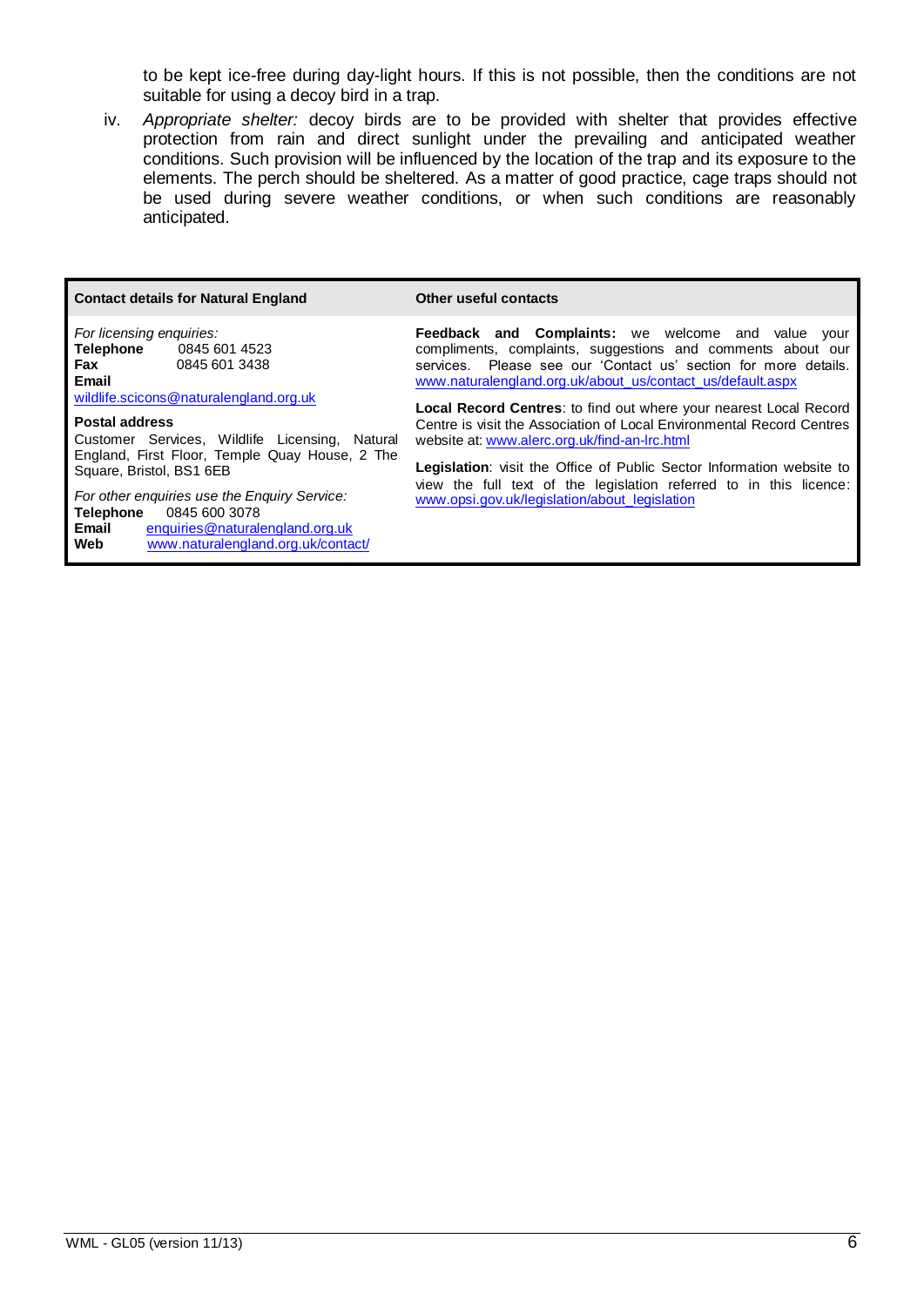to be kept ice-free during day-light hours. If this is not possible, then the conditions are not suitable for using a decoy bird in a trap.

iv. *Appropriate shelter:* decoy birds are to be provided with shelter that provides effective protection from rain and direct sunlight under the prevailing and anticipated weather conditions. Such provision will be influenced by the location of the trap and its exposure to the elements. The perch should be sheltered. As a matter of good practice, cage traps should not be used during severe weather conditions, or when such conditions are reasonably anticipated.

**Contact details for Natural England**

*For licensing enquiries:*
**Telephone** 0845 601 4523
**Fax** 0845 601 3438
**Email**
wildlife.scicons@naturalengland.org.uk

**Postal address**
Customer Services, Wildlife Licensing, Natural England, First Floor, Temple Quay House, 2 The Square, Bristol, BS1 6EB

*For other enquiries use the Enquiry Service:*
**Telephone** 0845 600 3078
**Email** enquiries@naturalengland.org.uk
**Web** www.naturalengland.org.uk/contact/

**Other useful contacts**

**Feedback and Complaints:** we welcome and value your compliments, complaints, suggestions and comments about our services. Please see our 'Contact us' section for more details. www.naturalengland.org.uk/about_us/contact_us/default.aspx

**Local Record Centres**: to find out where your nearest Local Record Centre is visit the Association of Local Environmental Record Centres website at: www.alerc.org.uk/find-an-lrc.html

**Legislation**: visit the Office of Public Sector Information website to view the full text of the legislation referred to in this licence: www.opsi.gov.uk/legislation/about_legislation

WML - GL05 (version 11/13)